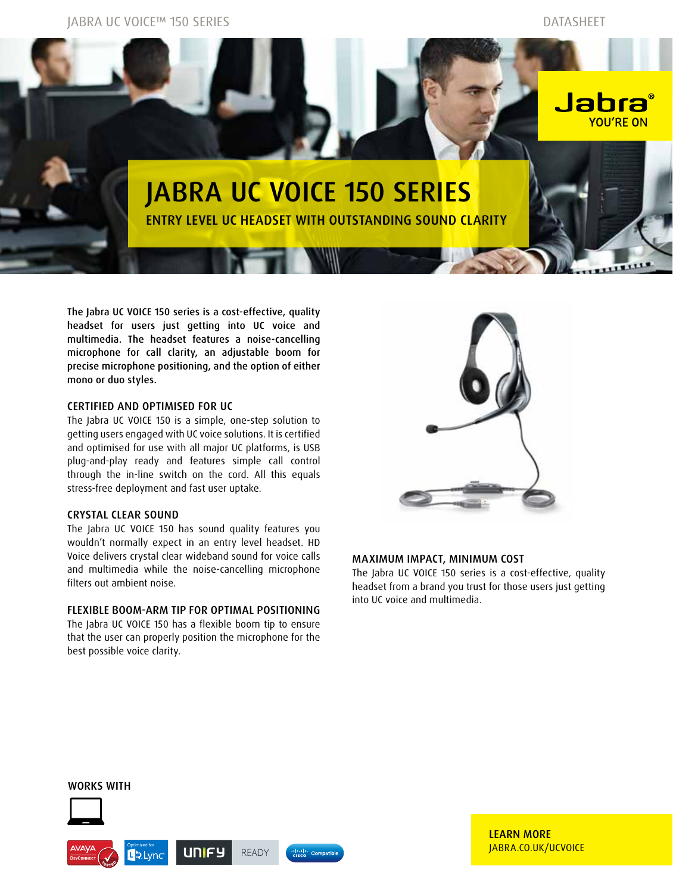Jabra®
YOU'RE ON

# JABRA UC VOICE 150 SERIES

## ENTRY LEVEL UC HEADSET WITH OUTSTANDING SOUND CLARITY

**The Jabra UC VOICE 150 series is a cost-effective, quality headset for users just getting into UC voice and multimedia. The headset features a noise-cancelling microphone for call clarity, an adjustable boom for precise microphone positioning, and the option of either mono or duo styles.**

### CERTIFIED AND OPTIMISED FOR UC

The Jabra UC VOICE 150 is a simple, one-step solution to getting users engaged with UC voice solutions. It is certified and optimised for use with all major UC platforms, is USB plug-and-play ready and features simple call control through the in-line switch on the cord. All this equals stress-free deployment and fast user uptake.

### CRYSTAL CLEAR SOUND

The Jabra UC VOICE 150 has sound quality features you wouldn't normally expect in an entry level headset. HD Voice delivers crystal clear wideband sound for voice calls and multimedia while the noise-cancelling microphone filters out ambient noise.

### FLEXIBLE BOOM-ARM TIP FOR OPTIMAL POSITIONING

The Jabra UC VOICE 150 has a flexible boom tip to ensure that the user can properly position the microphone for the best possible voice clarity.

### MAXIMUM IMPACT, MINIMUM COST

The Jabra UC VOICE 150 series is a cost-effective, quality headset from a brand you trust for those users just getting into UC voice and multimedia.

### WORKS WITH

AVAYA DevConnect Tested | Optimized for Lync | UNIFY READY | Cisco Compatible

### LEARN MORE

JABRA.CO.UK/UCVOICE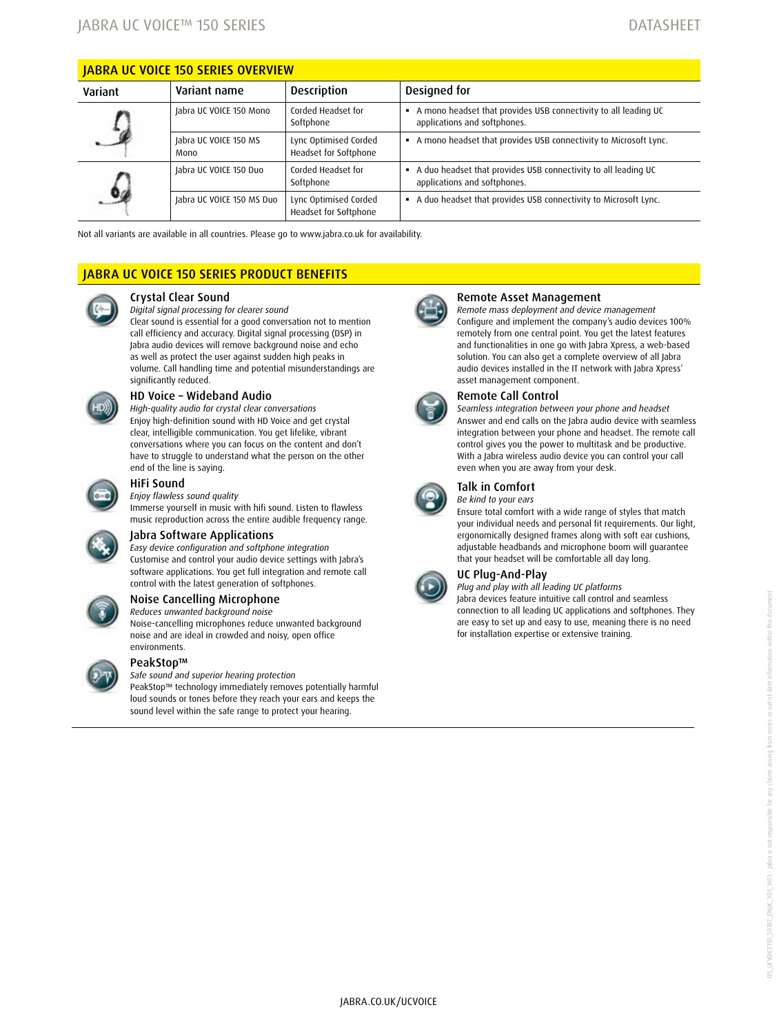## JABRA UC VOICE 150 SERIES OVERVIEW

| Variant | Variant name | Description | Designed for |
|---|---|---|---|
| | Jabra UC VOICE 150 Mono | Corded Headset for Softphone | ▪ A mono headset that provides USB connectivity to all leading UC applications and softphones. |
| | Jabra UC VOICE 150 MS Mono | Lync Optimised Corded Headset for Softphone | ▪ A mono headset that provides USB connectivity to Microsoft Lync. |
| | Jabra UC VOICE 150 Duo | Corded Headset for Softphone | ▪ A duo headset that provides USB connectivity to all leading UC applications and softphones. |
| | Jabra UC VOICE 150 MS Duo | Lync Optimised Corded Headset for Softphone | ▪ A duo headset that provides USB connectivity to Microsoft Lync. |

Not all variants are available in all countries. Please go to www.jabra.co.uk for availability.

## JABRA UC VOICE 150 SERIES PRODUCT BENEFITS

### Crystal Clear Sound
*Digital signal processing for clearer sound*
Clear sound is essential for a good conversation not to mention call efficiency and accuracy. Digital signal processing (DSP) in Jabra audio devices will remove background noise and echo as well as protect the user against sudden high peaks in volume. Call handling time and potential misunderstandings are significantly reduced.

### HD Voice – Wideband Audio
*High-quality audio for crystal clear conversations*
Enjoy high-definition sound with HD Voice and get crystal clear, intelligible communication. You get lifelike, vibrant conversations where you can focus on the content and don't have to struggle to understand what the person on the other end of the line is saying.

### HiFi Sound
*Enjoy flawless sound quality*
Immerse yourself in music with hifi sound. Listen to flawless music reproduction across the entire audible frequency range.

### Jabra Software Applications
*Easy device configuration and softphone integration*
Customise and control your audio device settings with Jabra's software applications. You get full integration and remote call control with the latest generation of softphones.

### Noise Cancelling Microphone
*Reduces unwanted background noise*
Noise-cancelling microphones reduce unwanted background noise and are ideal in crowded and noisy, open office environments.

### PeakStop™
*Safe sound and superior hearing protection*
PeakStop™ technology immediately removes potentially harmful loud sounds or tones before they reach your ears and keeps the sound level within the safe range to protect your hearing.

### Remote Asset Management
*Remote mass deployment and device management*
Configure and implement the company's audio devices 100% remotely from one central point. You get the latest features and functionalities in one go with Jabra Xpress, a web-based solution. You can also get a complete overview of all Jabra audio devices installed in the IT network with Jabra Xpress' asset management component.

### Remote Call Control
*Seamless integration between your phone and headset*
Answer and end calls on the Jabra audio device with seamless integration between your phone and headset. The remote call control gives you the power to multitask and be productive. With a Jabra wireless audio device you can control your call even when you are away from your desk.

### Talk in Comfort
*Be kind to your ears*
Ensure total comfort with a wide range of styles that match your individual needs and personal fit requirements. Our light, ergonomically designed frames along with soft ear cushions, adjustable headbands and microphone boom will guarantee that your headset will be comfortable all day long.

### UC Plug-And-Play
*Plug and play with all leading UC platforms*
Jabra devices feature intuitive call control and seamless connection to all leading UC applications and softphones. They are easy to set up and easy to use, meaning there is no need for installation expertise or extensive training.

DS_UCVOICE150_50187_ENUK_V01_1403 - Jabra is not responsible for any claims arising from errors or out-of-date information within this document.

JABRA.CO.UK/UCVOICE